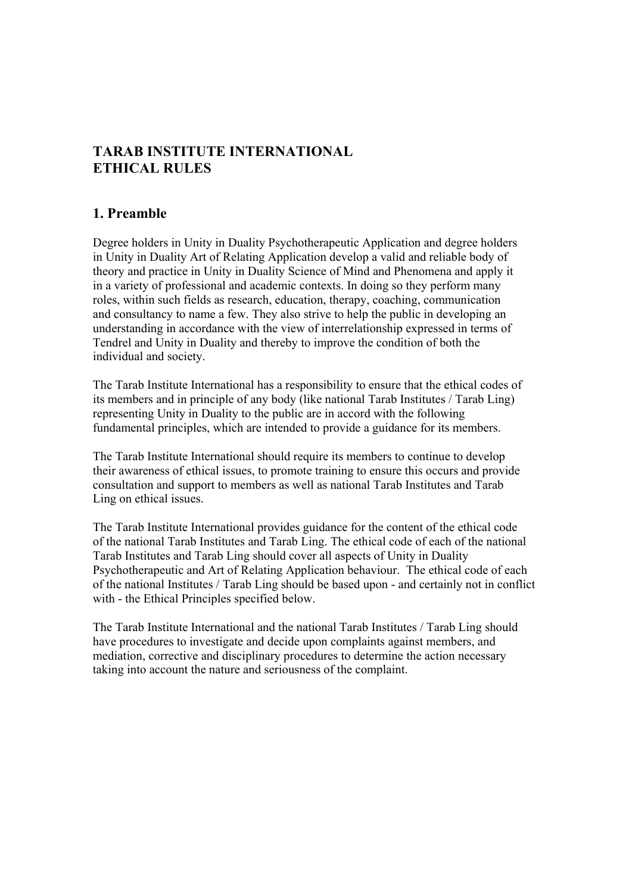# TARAB INSTITUTE INTERNATIONAL
# ETHICAL RULES

## 1. Preamble

Degree holders in Unity in Duality Psychotherapeutic Application and degree holders in Unity in Duality Art of Relating Application develop a valid and reliable body of theory and practice in Unity in Duality Science of Mind and Phenomena and apply it in a variety of professional and academic contexts. In doing so they perform many roles, within such fields as research, education, therapy, coaching, communication and consultancy to name a few. They also strive to help the public in developing an understanding in accordance with the view of interrelationship expressed in terms of Tendrel and Unity in Duality and thereby to improve the condition of both the individual and society.

The Tarab Institute International has a responsibility to ensure that the ethical codes of its members and in principle of any body (like national Tarab Institutes / Tarab Ling) representing Unity in Duality to the public are in accord with the following fundamental principles, which are intended to provide a guidance for its members.

The Tarab Institute International should require its members to continue to develop their awareness of ethical issues, to promote training to ensure this occurs and provide consultation and support to members as well as national Tarab Institutes and Tarab Ling on ethical issues.

The Tarab Institute International provides guidance for the content of the ethical code of the national Tarab Institutes and Tarab Ling. The ethical code of each of the national Tarab Institutes and Tarab Ling should cover all aspects of Unity in Duality Psychotherapeutic and Art of Relating Application behaviour. The ethical code of each of the national Institutes / Tarab Ling should be based upon - and certainly not in conflict with - the Ethical Principles specified below.

The Tarab Institute International and the national Tarab Institutes / Tarab Ling should have procedures to investigate and decide upon complaints against members, and mediation, corrective and disciplinary procedures to determine the action necessary taking into account the nature and seriousness of the complaint.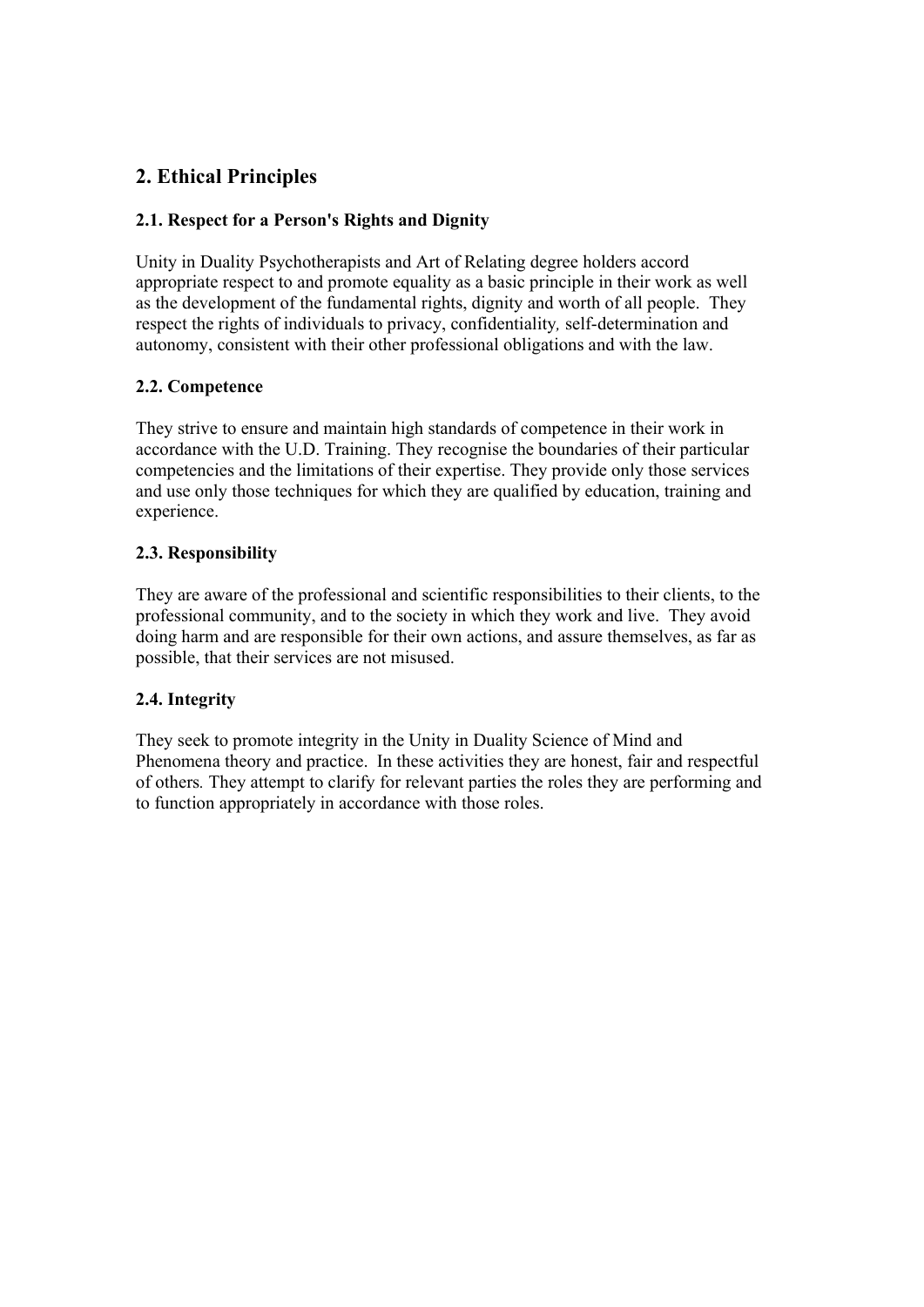## 2. Ethical Principles

### 2.1. Respect for a Person's Rights and Dignity

Unity in Duality Psychotherapists and Art of Relating degree holders accord appropriate respect to and promote equality as a basic principle in their work as well as the development of the fundamental rights, dignity and worth of all people. They respect the rights of individuals to privacy, confidentiality, self-determination and autonomy, consistent with their other professional obligations and with the law.

### 2.2. Competence

They strive to ensure and maintain high standards of competence in their work in accordance with the U.D. Training. They recognise the boundaries of their particular competencies and the limitations of their expertise. They provide only those services and use only those techniques for which they are qualified by education, training and experience.

### 2.3. Responsibility

They are aware of the professional and scientific responsibilities to their clients, to the professional community, and to the society in which they work and live. They avoid doing harm and are responsible for their own actions, and assure themselves, as far as possible, that their services are not misused.

### 2.4. Integrity

They seek to promote integrity in the Unity in Duality Science of Mind and Phenomena theory and practice. In these activities they are honest, fair and respectful of others. They attempt to clarify for relevant parties the roles they are performing and to function appropriately in accordance with those roles.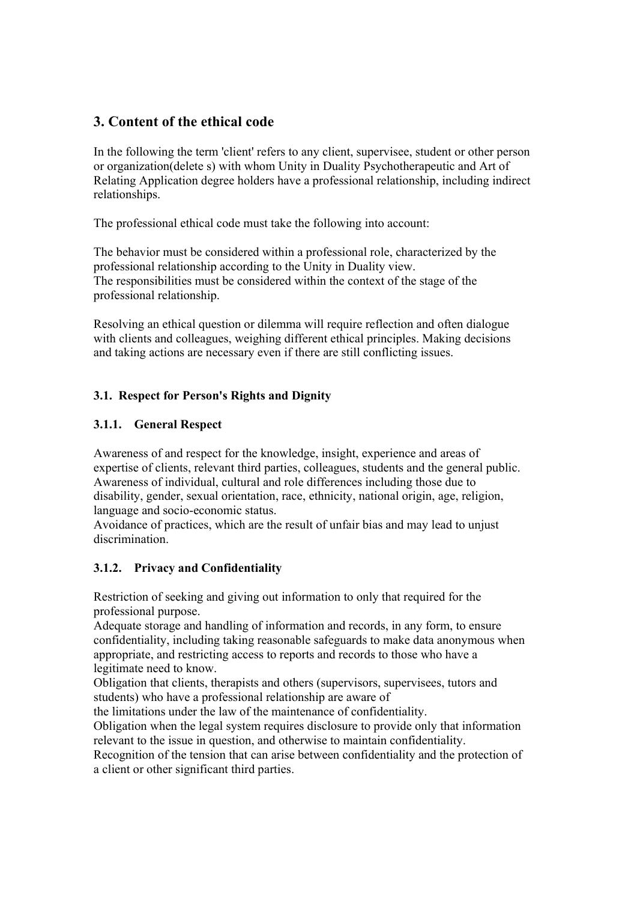## 3. Content of the ethical code

In the following the term 'client' refers to any client, supervisee, student or other person or organization(delete s) with whom Unity in Duality Psychotherapeutic and Art of Relating Application degree holders have a professional relationship, including indirect relationships.

The professional ethical code must take the following into account:

The behavior must be considered within a professional role, characterized by the professional relationship according to the Unity in Duality view.
The responsibilities must be considered within the context of the stage of the professional relationship.

Resolving an ethical question or dilemma will require reflection and often dialogue with clients and colleagues, weighing different ethical principles. Making decisions and taking actions are necessary even if there are still conflicting issues.

### 3.1. Respect for Person's Rights and Dignity

#### 3.1.1. General Respect

Awareness of and respect for the knowledge, insight, experience and areas of expertise of clients, relevant third parties, colleagues, students and the general public.
Awareness of individual, cultural and role differences including those due to disability, gender, sexual orientation, race, ethnicity, national origin, age, religion, language and socio-economic status.
Avoidance of practices, which are the result of unfair bias and may lead to unjust discrimination.

#### 3.1.2. Privacy and Confidentiality

Restriction of seeking and giving out information to only that required for the professional purpose.
Adequate storage and handling of information and records, in any form, to ensure confidentiality, including taking reasonable safeguards to make data anonymous when appropriate, and restricting access to reports and records to those who have a legitimate need to know.
Obligation that clients, therapists and others (supervisors, supervisees, tutors and students) who have a professional relationship are aware of
the limitations under the law of the maintenance of confidentiality.
Obligation when the legal system requires disclosure to provide only that information relevant to the issue in question, and otherwise to maintain confidentiality.
Recognition of the tension that can arise between confidentiality and the protection of a client or other significant third parties.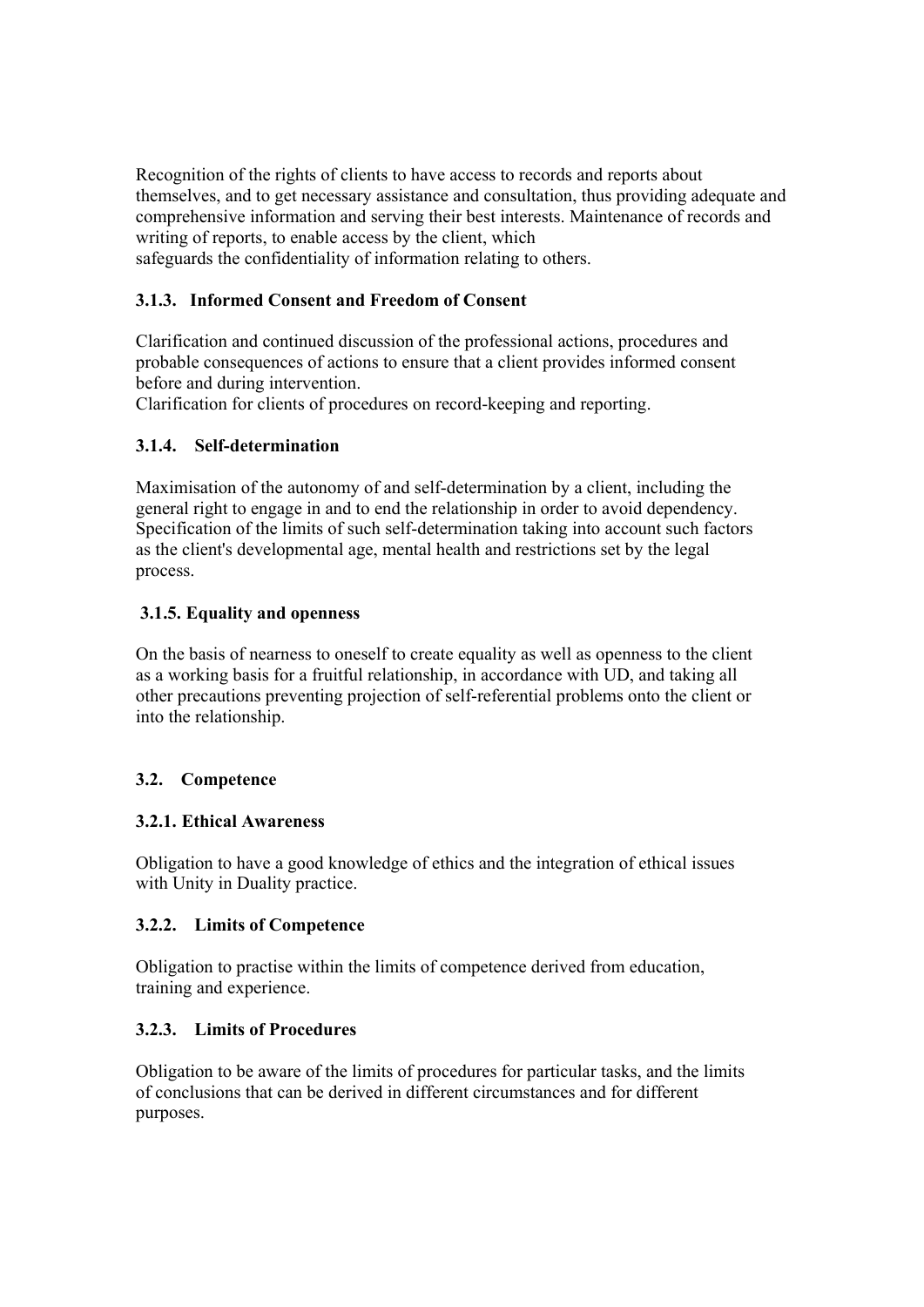Recognition of the rights of clients to have access to records and reports about themselves, and to get necessary assistance and consultation, thus providing adequate and comprehensive information and serving their best interests. Maintenance of records and writing of reports, to enable access by the client, which safeguards the confidentiality of information relating to others.

### 3.1.3. Informed Consent and Freedom of Consent

Clarification and continued discussion of the professional actions, procedures and probable consequences of actions to ensure that a client provides informed consent before and during intervention.
Clarification for clients of procedures on record-keeping and reporting.

### 3.1.4. Self-determination

Maximisation of the autonomy of and self-determination by a client, including the general right to engage in and to end the relationship in order to avoid dependency. Specification of the limits of such self-determination taking into account such factors as the client's developmental age, mental health and restrictions set by the legal process.

### 3.1.5. Equality and openness

On the basis of nearness to oneself to create equality as well as openness to the client as a working basis for a fruitful relationship, in accordance with UD, and taking all other precautions preventing projection of self-referential problems onto the client or into the relationship.

## 3.2. Competence

### 3.2.1. Ethical Awareness

Obligation to have a good knowledge of ethics and the integration of ethical issues with Unity in Duality practice.

### 3.2.2. Limits of Competence

Obligation to practise within the limits of competence derived from education, training and experience.

### 3.2.3. Limits of Procedures

Obligation to be aware of the limits of procedures for particular tasks, and the limits of conclusions that can be derived in different circumstances and for different purposes.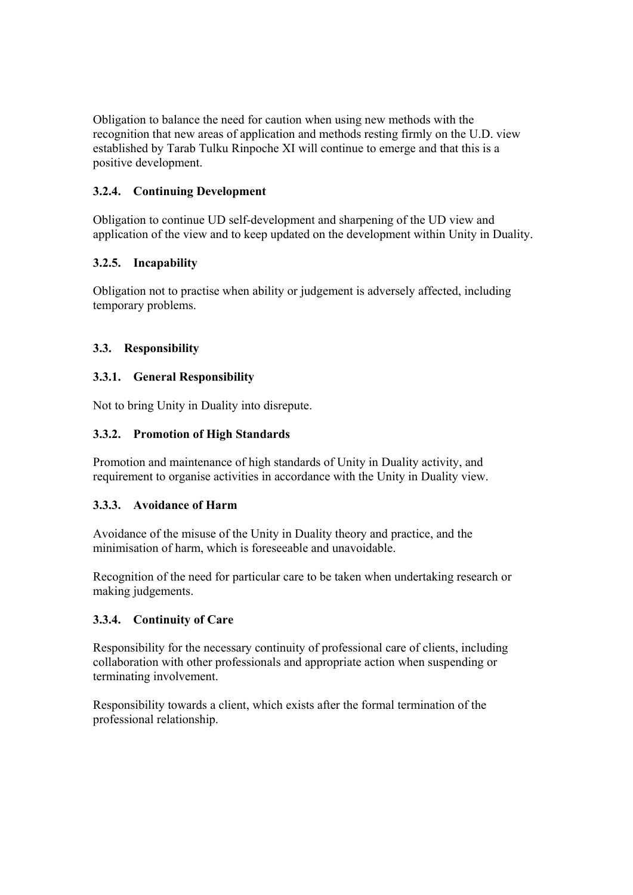Obligation to balance the need for caution when using new methods with the recognition that new areas of application and methods resting firmly on the U.D. view established by Tarab Tulku Rinpoche XI will continue to emerge and that this is a positive development.

#### 3.2.4. Continuing Development

Obligation to continue UD self-development and sharpening of the UD view and application of the view and to keep updated on the development within Unity in Duality.

#### 3.2.5. Incapability

Obligation not to practise when ability or judgement is adversely affected, including temporary problems.

### 3.3. Responsibility

#### 3.3.1. General Responsibility

Not to bring Unity in Duality into disrepute.

#### 3.3.2. Promotion of High Standards

Promotion and maintenance of high standards of Unity in Duality activity, and requirement to organise activities in accordance with the Unity in Duality view.

#### 3.3.3. Avoidance of Harm

Avoidance of the misuse of the Unity in Duality theory and practice, and the minimisation of harm, which is foreseeable and unavoidable.

Recognition of the need for particular care to be taken when undertaking research or making judgements.

#### 3.3.4. Continuity of Care

Responsibility for the necessary continuity of professional care of clients, including collaboration with other professionals and appropriate action when suspending or terminating involvement.

Responsibility towards a client, which exists after the formal termination of the professional relationship.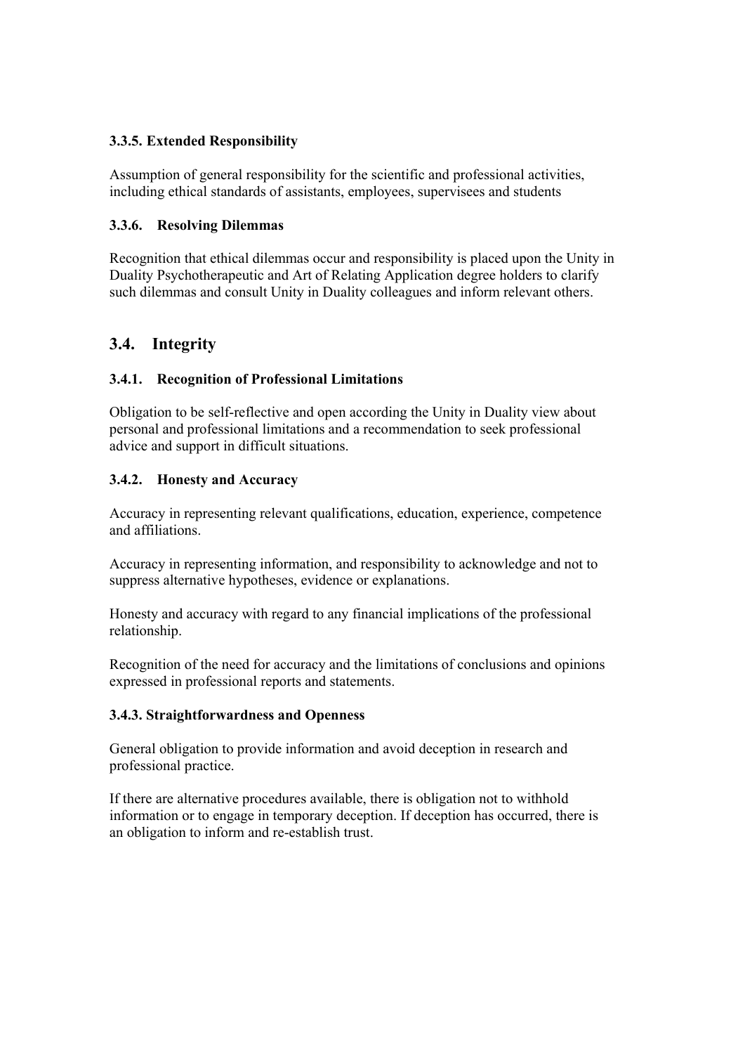#### 3.3.5. Extended Responsibility

Assumption of general responsibility for the scientific and professional activities, including ethical standards of assistants, employees, supervisees and students

#### 3.3.6. Resolving Dilemmas

Recognition that ethical dilemmas occur and responsibility is placed upon the Unity in Duality Psychotherapeutic and Art of Relating Application degree holders to clarify such dilemmas and consult Unity in Duality colleagues and inform relevant others.

### 3.4. Integrity

#### 3.4.1. Recognition of Professional Limitations

Obligation to be self-reflective and open according the Unity in Duality view about personal and professional limitations and a recommendation to seek professional advice and support in difficult situations.

#### 3.4.2. Honesty and Accuracy

Accuracy in representing relevant qualifications, education, experience, competence and affiliations.

Accuracy in representing information, and responsibility to acknowledge and not to suppress alternative hypotheses, evidence or explanations.

Honesty and accuracy with regard to any financial implications of the professional relationship.

Recognition of the need for accuracy and the limitations of conclusions and opinions expressed in professional reports and statements.

#### 3.4.3. Straightforwardness and Openness

General obligation to provide information and avoid deception in research and professional practice.

If there are alternative procedures available, there is obligation not to withhold information or to engage in temporary deception. If deception has occurred, there is an obligation to inform and re-establish trust.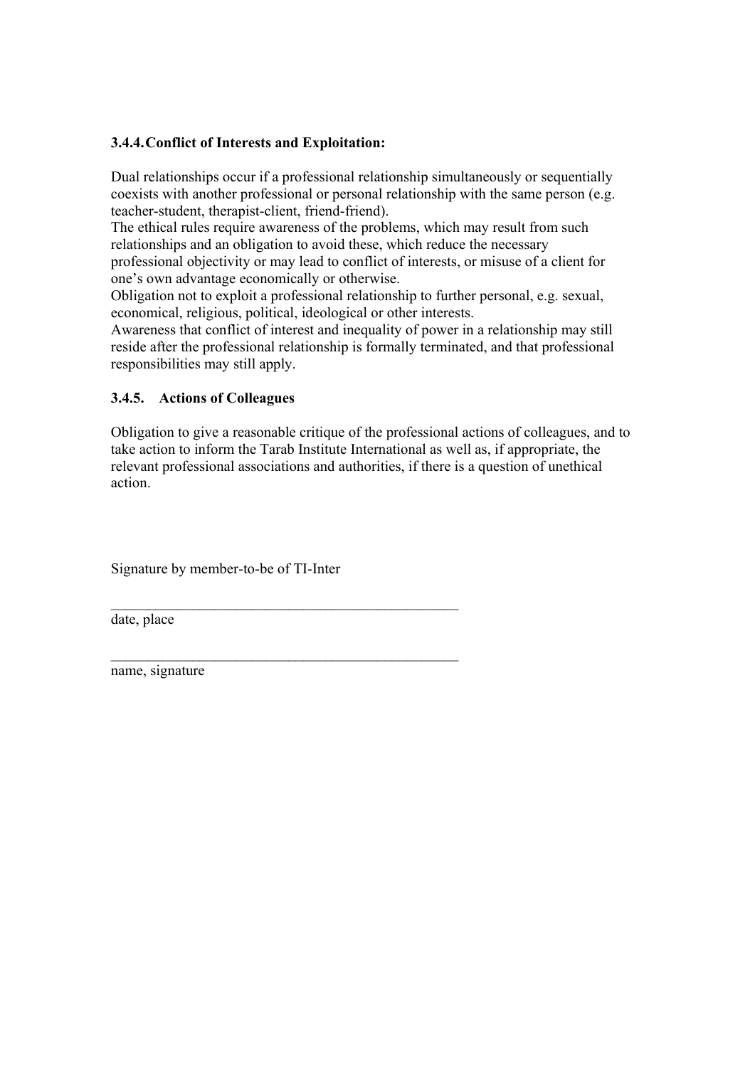### 3.4.4. Conflict of Interests and Exploitation:

Dual relationships occur if a professional relationship simultaneously or sequentially coexists with another professional or personal relationship with the same person (e.g. teacher-student, therapist-client, friend-friend).
The ethical rules require awareness of the problems, which may result from such relationships and an obligation to avoid these, which reduce the necessary professional objectivity or may lead to conflict of interests, or misuse of a client for one's own advantage economically or otherwise.
Obligation not to exploit a professional relationship to further personal, e.g. sexual, economical, religious, political, ideological or other interests.
Awareness that conflict of interest and inequality of power in a relationship may still reside after the professional relationship is formally terminated, and that professional responsibilities may still apply.

### 3.4.5. Actions of Colleagues

Obligation to give a reasonable critique of the professional actions of colleagues, and to take action to inform the Tarab Institute International as well as, if appropriate, the relevant professional associations and authorities, if there is a question of unethical action.

Signature by member-to-be of TI-Inter

_______________________________________________
date, place

_______________________________________________
name, signature